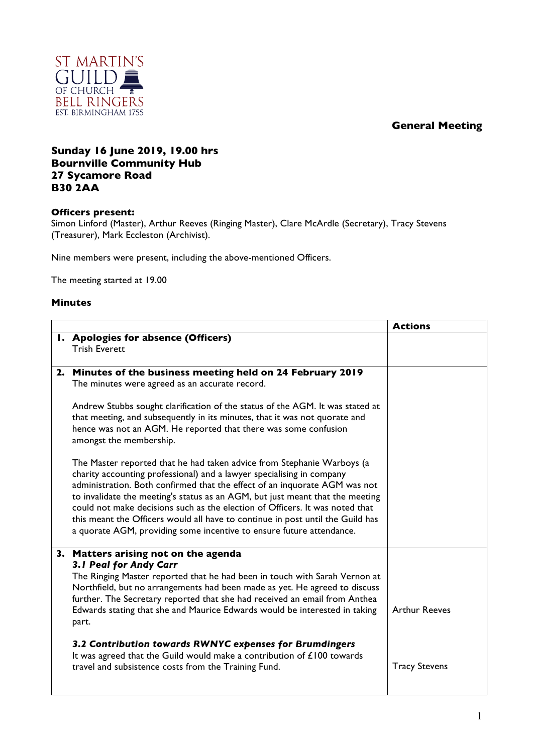ST MARTIN'S GUILD OF CHURCH BELL RINGERS
EST. BIRMINGHAM 1755

**General Meeting**

**Sunday 16 June 2019, 19.00 hrs**
**Bournville Community Hub**
**27 Sycamore Road**
**B30 2AA**

**Officers present:**
Simon Linford (Master), Arthur Reeves (Ringing Master), Clare McArdle (Secretary), Tracy Stevens (Treasurer), Mark Eccleston (Archivist).

Nine members were present, including the above-mentioned Officers.

The meeting started at 19.00

**Minutes**

| | **Actions** |
|---|---|
| **1. Apologies for absence (Officers)**<br>Trish Everett | |
| **2. Minutes of the business meeting held on 24 February 2019**<br>The minutes were agreed as an accurate record.<br><br>Andrew Stubbs sought clarification of the status of the AGM. It was stated at that meeting, and subsequently in its minutes, that it was not quorate and hence was not an AGM. He reported that there was some confusion amongst the membership.<br><br>The Master reported that he had taken advice from Stephanie Warboys (a charity accounting professional) and a lawyer specialising in company administration. Both confirmed that the effect of an inquorate AGM was not to invalidate the meeting's status as an AGM, but just meant that the meeting could not make decisions such as the election of Officers. It was noted that this meant the Officers would all have to continue in post until the Guild has a quorate AGM, providing some incentive to ensure future attendance. | |
| **3. Matters arising not on the agenda**<br>***3.1 Peal for Andy Carr***<br>The Ringing Master reported that he had been in touch with Sarah Vernon at Northfield, but no arrangements had been made as yet. He agreed to discuss further. The Secretary reported that she had received an email from Anthea Edwards stating that she and Maurice Edwards would be interested in taking part. | Arthur Reeves |
| ***3.2 Contribution towards RWNYC expenses for Brumdingers***<br>It was agreed that the Guild would make a contribution of £100 towards travel and subsistence costs from the Training Fund. | Tracy Stevens |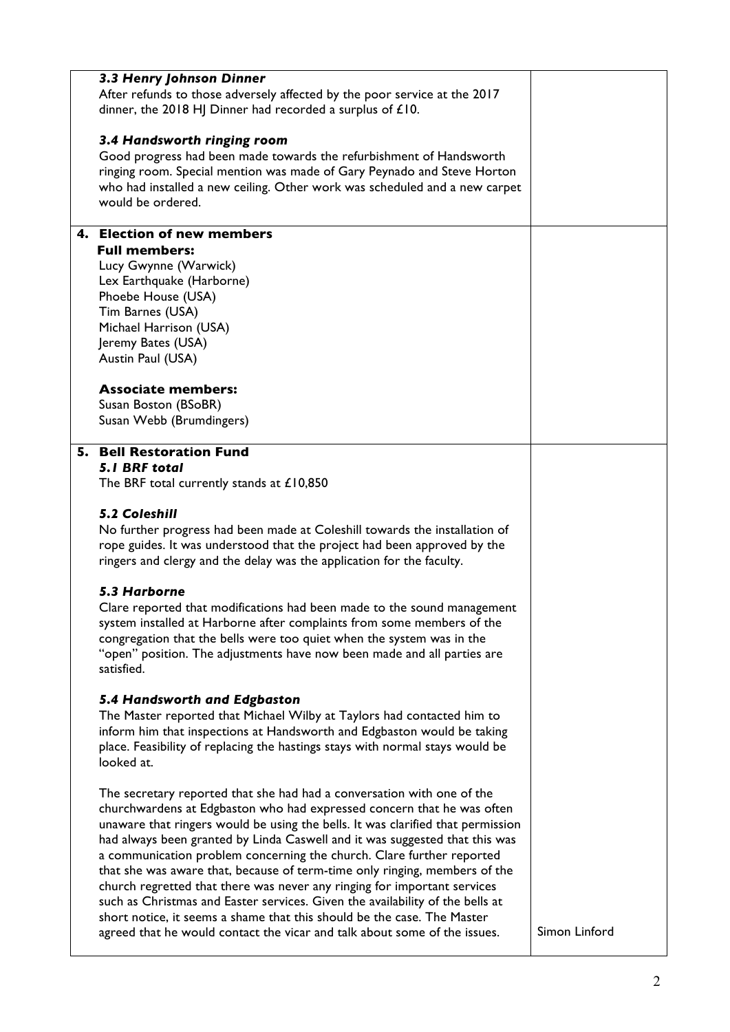| | |
|---|---|
| ***3.3 Henry Johnson Dinner***<br>After refunds to those adversely affected by the poor service at the 2017 dinner, the 2018 HJ Dinner had recorded a surplus of £10.<br><br>***3.4 Handsworth ringing room***<br>Good progress had been made towards the refurbishment of Handsworth ringing room. Special mention was made of Gary Peynado and Steve Horton who had installed a new ceiling. Other work was scheduled and a new carpet would be ordered. | |
| **4. Election of new members**<br>**Full members:**<br>Lucy Gwynne (Warwick)<br>Lex Earthquake (Harborne)<br>Phoebe House (USA)<br>Tim Barnes (USA)<br>Michael Harrison (USA)<br>Jeremy Bates (USA)<br>Austin Paul (USA)<br><br>**Associate members:**<br>Susan Boston (BSoBR)<br>Susan Webb (Brumdingers) | |
| **5. Bell Restoration Fund**<br>***5.1 BRF total***<br>The BRF total currently stands at £10,850<br><br>***5.2 Coleshill***<br>No further progress had been made at Coleshill towards the installation of rope guides. It was understood that the project had been approved by the ringers and clergy and the delay was the application for the faculty.<br><br>***5.3 Harborne***<br>Clare reported that modifications had been made to the sound management system installed at Harborne after complaints from some members of the congregation that the bells were too quiet when the system was in the "open" position. The adjustments have now been made and all parties are satisfied.<br><br>***5.4 Handsworth and Edgbaston***<br>The Master reported that Michael Wilby at Taylors had contacted him to inform him that inspections at Handsworth and Edgbaston would be taking place. Feasibility of replacing the hastings stays with normal stays would be looked at.<br><br>The secretary reported that she had had a conversation with one of the churchwardens at Edgbaston who had expressed concern that he was often unaware that ringers would be using the bells. It was clarified that permission had always been granted by Linda Caswell and it was suggested that this was a communication problem concerning the church. Clare further reported that she was aware that, because of term-time only ringing, members of the church regretted that there was never any ringing for important services such as Christmas and Easter services. Given the availability of the bells at short notice, it seems a shame that this should be the case. The Master agreed that he would contact the vicar and talk about some of the issues. | Simon Linford |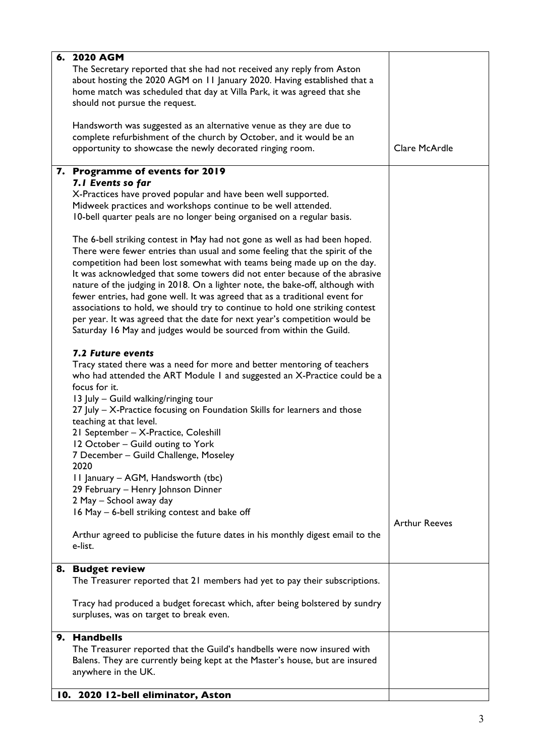| | |
|---|---|
| **6. 2020 AGM**<br>The Secretary reported that she had not received any reply from Aston about hosting the 2020 AGM on 11 January 2020. Having established that a home match was scheduled that day at Villa Park, it was agreed that she should not pursue the request.<br><br>Handsworth was suggested as an alternative venue as they are due to complete refurbishment of the church by October, and it would be an opportunity to showcase the newly decorated ringing room. | Clare McArdle |
| **7. Programme of events for 2019**<br>***7.1 Events so far***<br>X-Practices have proved popular and have been well supported.<br>Midweek practices and workshops continue to be well attended.<br>10-bell quarter peals are no longer being organised on a regular basis.<br><br>The 6-bell striking contest in May had not gone as well as had been hoped. There were fewer entries than usual and some feeling that the spirit of the competition had been lost somewhat with teams being made up on the day. It was acknowledged that some towers did not enter because of the abrasive nature of the judging in 2018. On a lighter note, the bake-off, although with fewer entries, had gone well. It was agreed that as a traditional event for associations to hold, we should try to continue to hold one striking contest per year. It was agreed that the date for next year's competition would be Saturday 16 May and judges would be sourced from within the Guild.<br><br>***7.2 Future events***<br>Tracy stated there was a need for more and better mentoring of teachers who had attended the ART Module 1 and suggested an X-Practice could be a focus for it.<br>13 July – Guild walking/ringing tour<br>27 July – X-Practice focusing on Foundation Skills for learners and those teaching at that level.<br>21 September – X-Practice, Coleshill<br>12 October – Guild outing to York<br>7 December – Guild Challenge, Moseley<br>2020<br>11 January – AGM, Handsworth (tbc)<br>29 February – Henry Johnson Dinner<br>2 May – School away day<br>16 May – 6-bell striking contest and bake off<br><br>Arthur agreed to publicise the future dates in his monthly digest email to the e-list. | Arthur Reeves |
| **8. Budget review**<br>The Treasurer reported that 21 members had yet to pay their subscriptions.<br><br>Tracy had produced a budget forecast which, after being bolstered by sundry surpluses, was on target to break even. | |
| **9. Handbells**<br>The Treasurer reported that the Guild's handbells were now insured with Balens. They are currently being kept at the Master's house, but are insured anywhere in the UK. | |
| **10. 2020 12-bell eliminator, Aston** | |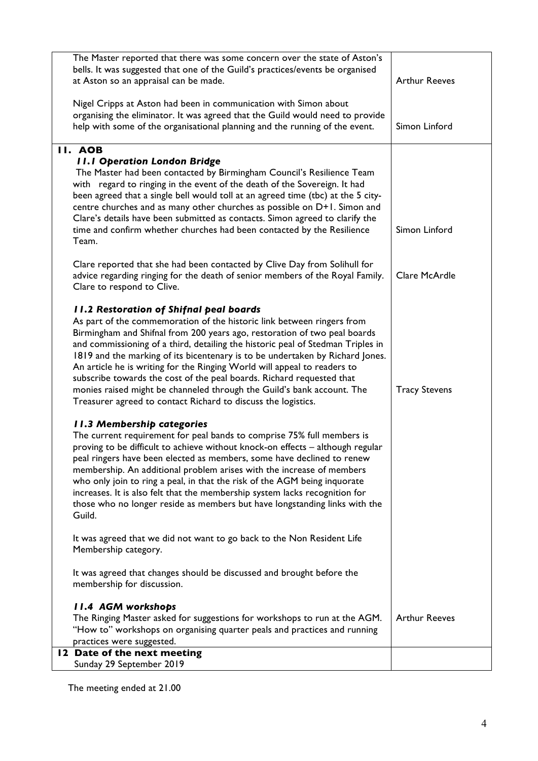| | |
|---|---|
| The Master reported that there was some concern over the state of Aston's bells. It was suggested that one of the Guild's practices/events be organised at Aston so an appraisal can be made. | Arthur Reeves |
| Nigel Cripps at Aston had been in communication with Simon about organising the eliminator. It was agreed that the Guild would need to provide help with some of the organisational planning and the running of the event. | Simon Linford |
| **11. AOB** | |
| ***11.1 Operation London Bridge*** The Master had been contacted by Birmingham Council's Resilience Team with regard to ringing in the event of the death of the Sovereign. It had been agreed that a single bell would toll at an agreed time (tbc) at the 5 city-centre churches and as many other churches as possible on D+1. Simon and Clare's details have been submitted as contacts. Simon agreed to clarify the time and confirm whether churches had been contacted by the Resilience Team. | Simon Linford |
| Clare reported that she had been contacted by Clive Day from Solihull for advice regarding ringing for the death of senior members of the Royal Family. Clare to respond to Clive. | Clare McArdle |
| ***11.2 Restoration of Shifnal peal boards*** As part of the commemoration of the historic link between ringers from Birmingham and Shifnal from 200 years ago, restoration of two peal boards and commissioning of a third, detailing the historic peal of Stedman Triples in 1819 and the marking of its bicentenary is to be undertaken by Richard Jones. An article he is writing for the Ringing World will appeal to readers to subscribe towards the cost of the peal boards. Richard requested that monies raised might be channeled through the Guild's bank account. The Treasurer agreed to contact Richard to discuss the logistics. | Tracy Stevens |
| ***11.3 Membership categories*** The current requirement for peal bands to comprise 75% full members is proving to be difficult to achieve without knock-on effects – although regular peal ringers have been elected as members, some have declined to renew membership. An additional problem arises with the increase of members who only join to ring a peal, in that the risk of the AGM being inquorate increases. It is also felt that the membership system lacks recognition for those who no longer reside as members but have longstanding links with the Guild. | |
| It was agreed that we did not want to go back to the Non Resident Life Membership category. | |
| It was agreed that changes should be discussed and brought before the membership for discussion. | |
| ***11.4 AGM workshops*** The Ringing Master asked for suggestions for workshops to run at the AGM. "How to" workshops on organising quarter peals and practices and running practices were suggested. | Arthur Reeves |
| **12 Date of the next meeting** Sunday 29 September 2019 | |

The meeting ended at 21.00